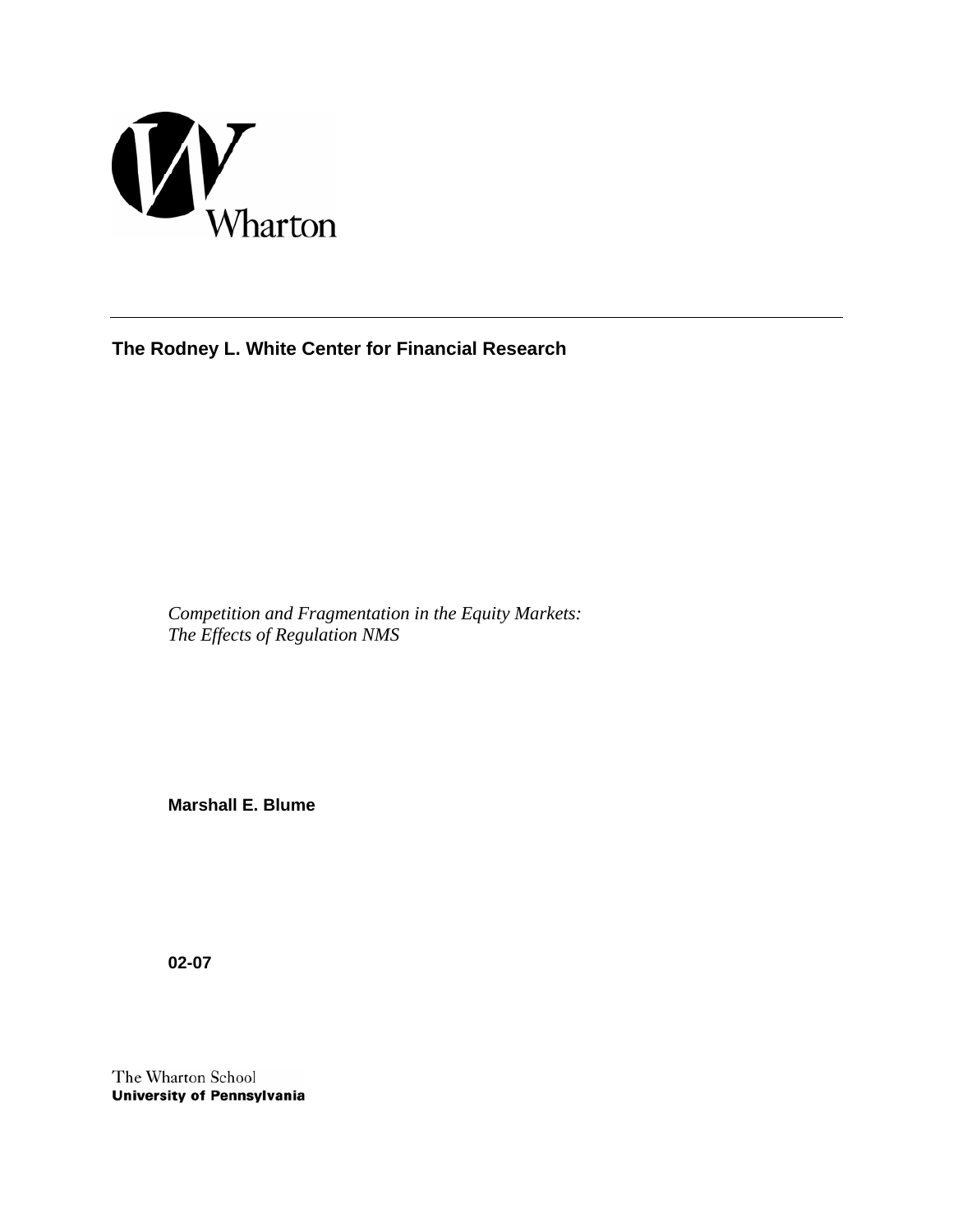Wharton

**The Rodney L. White Center for Financial Research**

*Competition and Fragmentation in the Equity Markets:*
*The Effects of Regulation NMS*

**Marshall E. Blume**

**02-07**

The Wharton School
**University of Pennsylvania**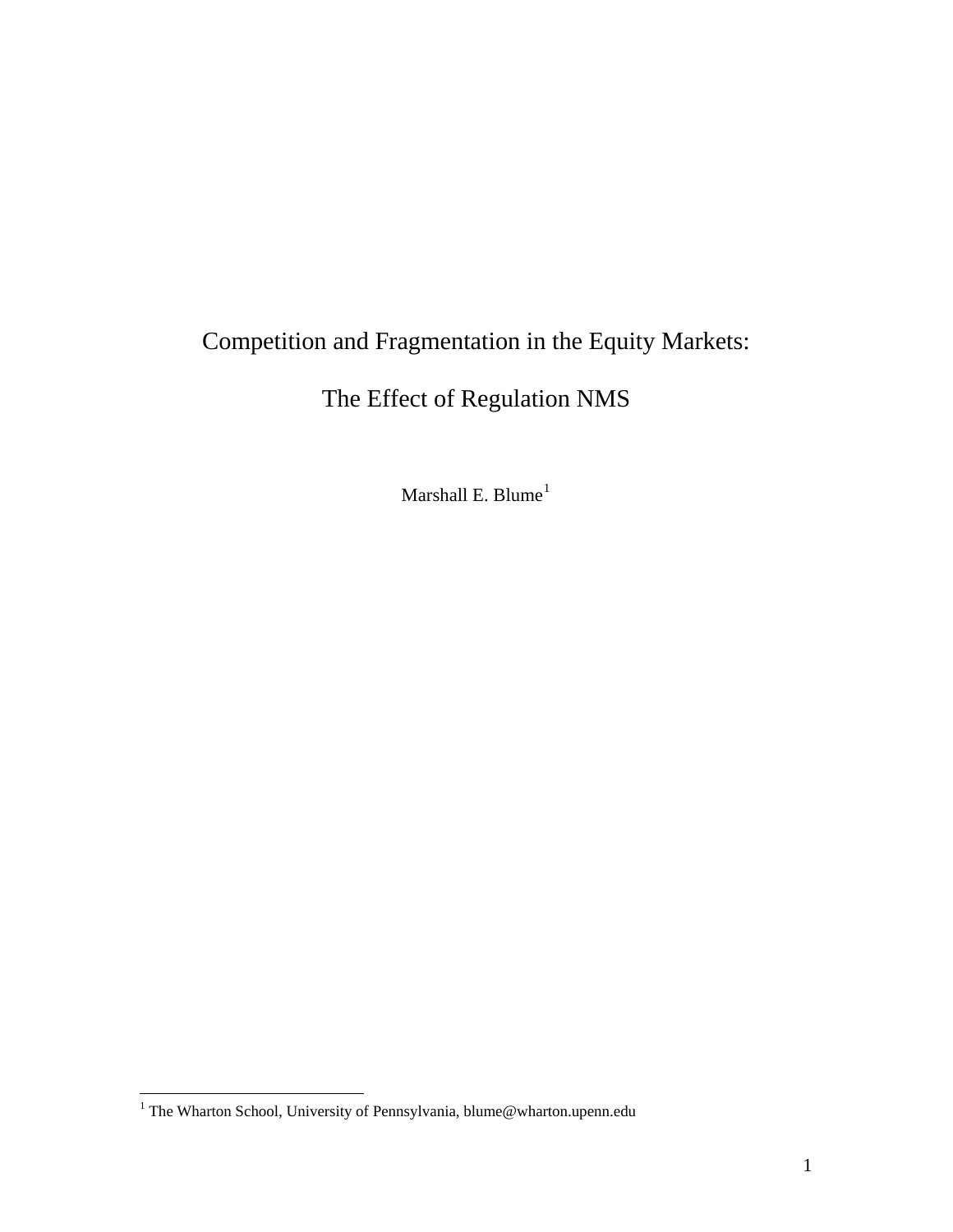# Competition and Fragmentation in the Equity Markets:

# The Effect of Regulation NMS

Marshall E. Blume[1]

---

[1] The Wharton School, University of Pennsylvania, blume@wharton.upenn.edu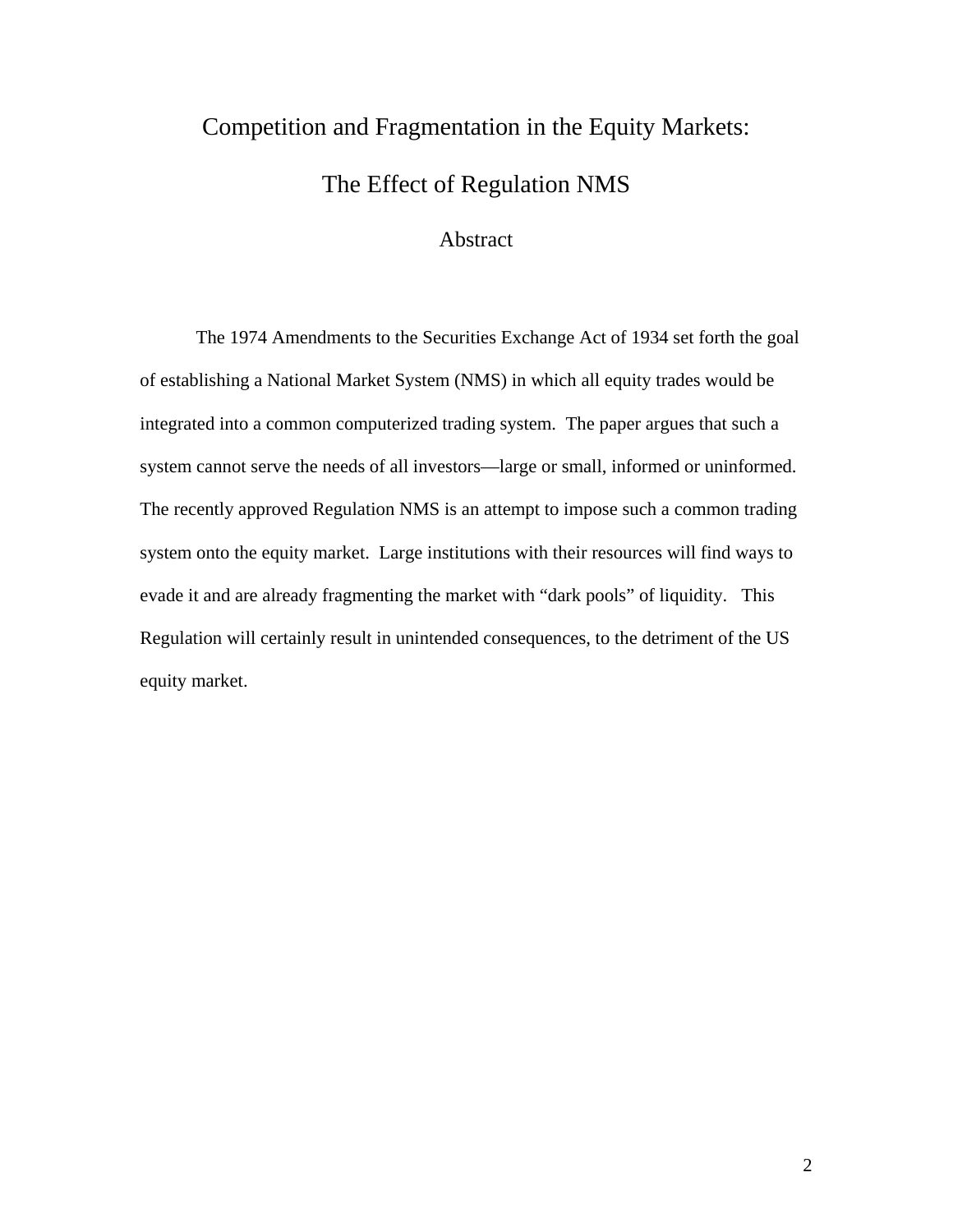# Competition and Fragmentation in the Equity Markets:

# The Effect of Regulation NMS

## Abstract

The 1974 Amendments to the Securities Exchange Act of 1934 set forth the goal of establishing a National Market System (NMS) in which all equity trades would be integrated into a common computerized trading system. The paper argues that such a system cannot serve the needs of all investors—large or small, informed or uninformed. The recently approved Regulation NMS is an attempt to impose such a common trading system onto the equity market. Large institutions with their resources will find ways to evade it and are already fragmenting the market with "dark pools" of liquidity. This Regulation will certainly result in unintended consequences, to the detriment of the US equity market.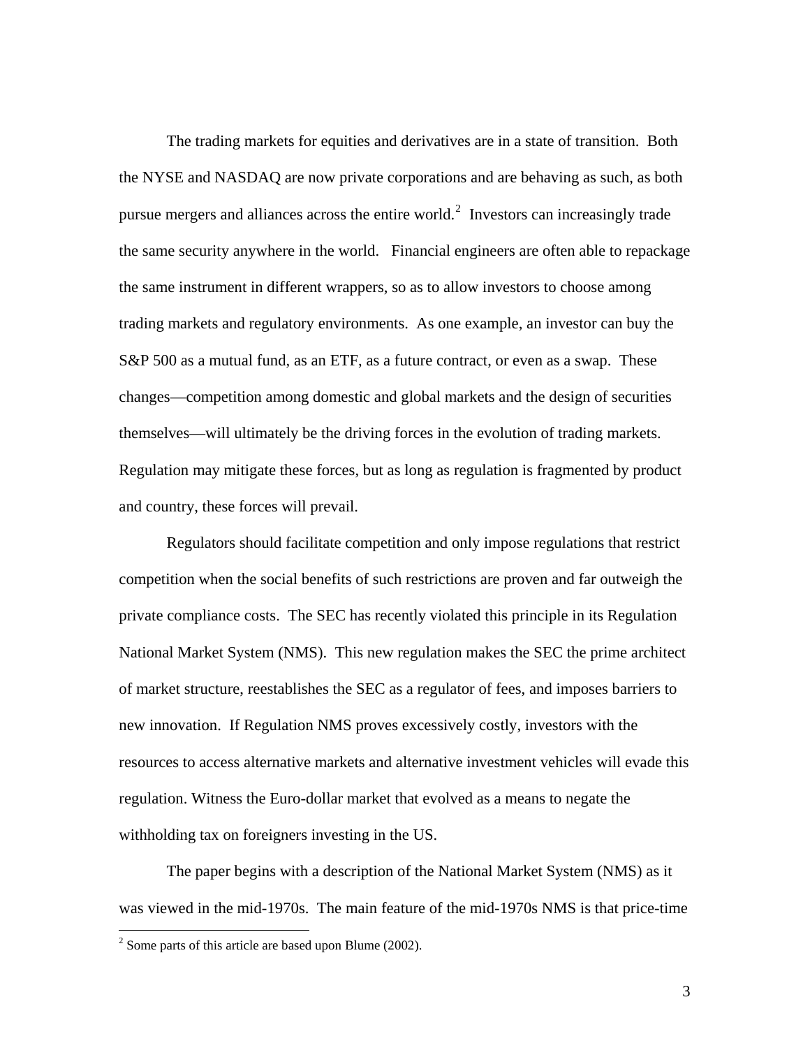The trading markets for equities and derivatives are in a state of transition. Both the NYSE and NASDAQ are now private corporations and are behaving as such, as both pursue mergers and alliances across the entire world.[2] Investors can increasingly trade the same security anywhere in the world. Financial engineers are often able to repackage the same instrument in different wrappers, so as to allow investors to choose among trading markets and regulatory environments. As one example, an investor can buy the S&P 500 as a mutual fund, as an ETF, as a future contract, or even as a swap. These changes—competition among domestic and global markets and the design of securities themselves—will ultimately be the driving forces in the evolution of trading markets. Regulation may mitigate these forces, but as long as regulation is fragmented by product and country, these forces will prevail.

Regulators should facilitate competition and only impose regulations that restrict competition when the social benefits of such restrictions are proven and far outweigh the private compliance costs. The SEC has recently violated this principle in its Regulation National Market System (NMS). This new regulation makes the SEC the prime architect of market structure, reestablishes the SEC as a regulator of fees, and imposes barriers to new innovation. If Regulation NMS proves excessively costly, investors with the resources to access alternative markets and alternative investment vehicles will evade this regulation. Witness the Euro-dollar market that evolved as a means to negate the withholding tax on foreigners investing in the US.

The paper begins with a description of the National Market System (NMS) as it was viewed in the mid-1970s. The main feature of the mid-1970s NMS is that price-time

[2] Some parts of this article are based upon Blume (2002).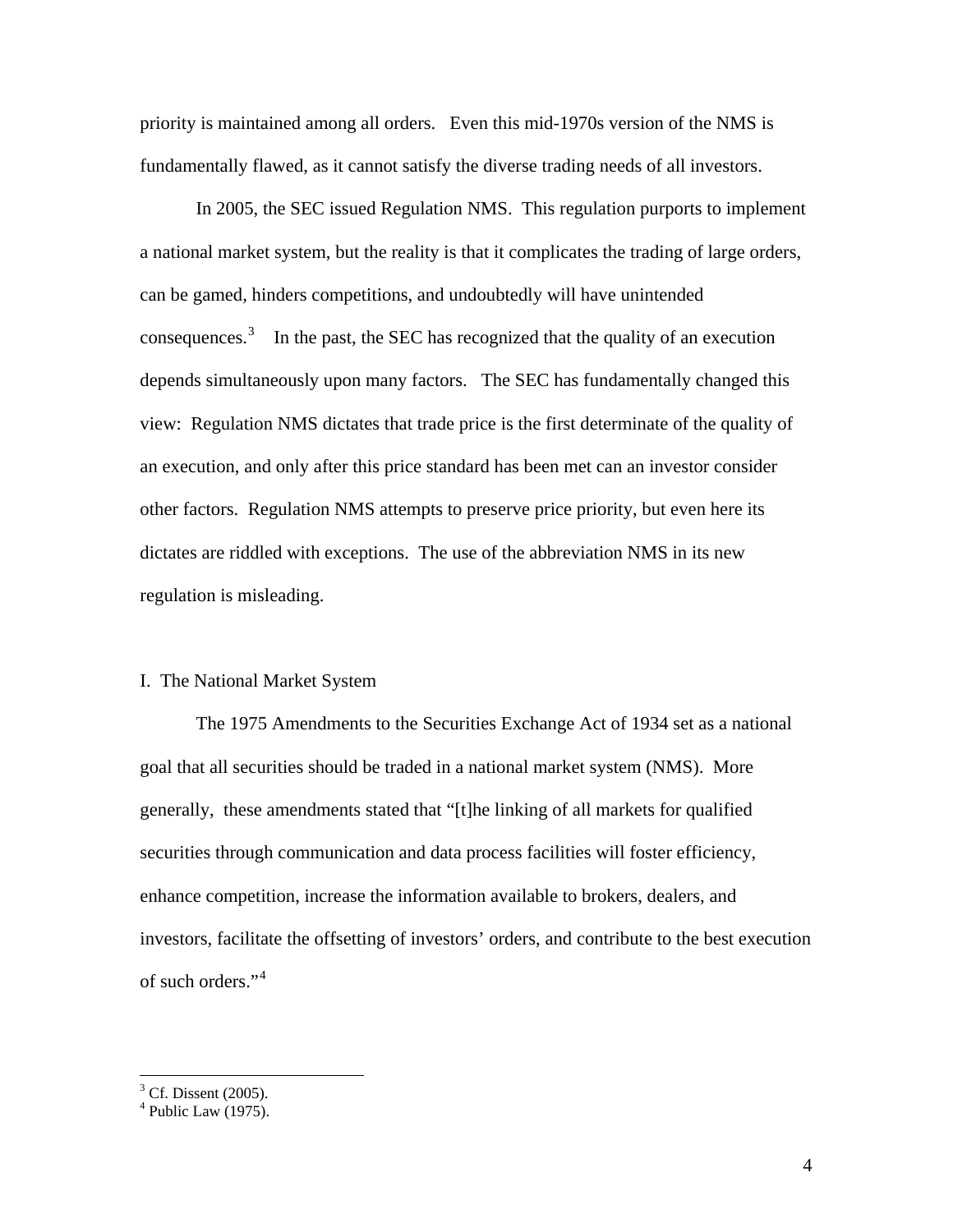priority is maintained among all orders. Even this mid-1970s version of the NMS is fundamentally flawed, as it cannot satisfy the diverse trading needs of all investors.

In 2005, the SEC issued Regulation NMS. This regulation purports to implement a national market system, but the reality is that it complicates the trading of large orders, can be gamed, hinders competitions, and undoubtedly will have unintended consequences.[3] In the past, the SEC has recognized that the quality of an execution depends simultaneously upon many factors. The SEC has fundamentally changed this view: Regulation NMS dictates that trade price is the first determinate of the quality of an execution, and only after this price standard has been met can an investor consider other factors. Regulation NMS attempts to preserve price priority, but even here its dictates are riddled with exceptions. The use of the abbreviation NMS in its new regulation is misleading.

## I. The National Market System

The 1975 Amendments to the Securities Exchange Act of 1934 set as a national goal that all securities should be traded in a national market system (NMS). More generally, these amendments stated that "[t]he linking of all markets for qualified securities through communication and data process facilities will foster efficiency, enhance competition, increase the information available to brokers, dealers, and investors, facilitate the offsetting of investors' orders, and contribute to the best execution of such orders."[4]

---

[3] Cf. Dissent (2005).
[4] Public Law (1975).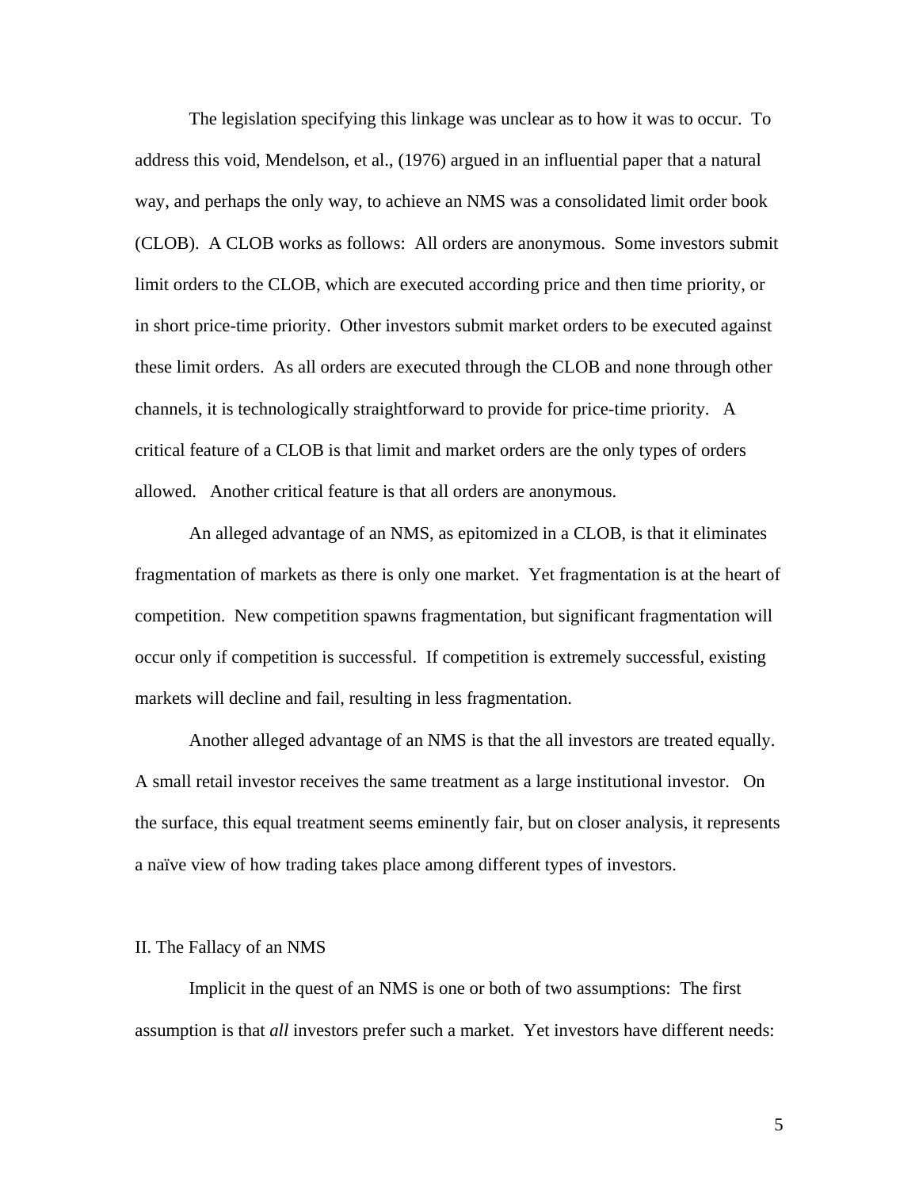The legislation specifying this linkage was unclear as to how it was to occur. To address this void, Mendelson, et al., (1976) argued in an influential paper that a natural way, and perhaps the only way, to achieve an NMS was a consolidated limit order book (CLOB). A CLOB works as follows: All orders are anonymous. Some investors submit limit orders to the CLOB, which are executed according price and then time priority, or in short price-time priority. Other investors submit market orders to be executed against these limit orders. As all orders are executed through the CLOB and none through other channels, it is technologically straightforward to provide for price-time priority. A critical feature of a CLOB is that limit and market orders are the only types of orders allowed. Another critical feature is that all orders are anonymous.

An alleged advantage of an NMS, as epitomized in a CLOB, is that it eliminates fragmentation of markets as there is only one market. Yet fragmentation is at the heart of competition. New competition spawns fragmentation, but significant fragmentation will occur only if competition is successful. If competition is extremely successful, existing markets will decline and fail, resulting in less fragmentation.

Another alleged advantage of an NMS is that the all investors are treated equally. A small retail investor receives the same treatment as a large institutional investor. On the surface, this equal treatment seems eminently fair, but on closer analysis, it represents a naïve view of how trading takes place among different types of investors.

## II. The Fallacy of an NMS

Implicit in the quest of an NMS is one or both of two assumptions: The first assumption is that *all* investors prefer such a market. Yet investors have different needs: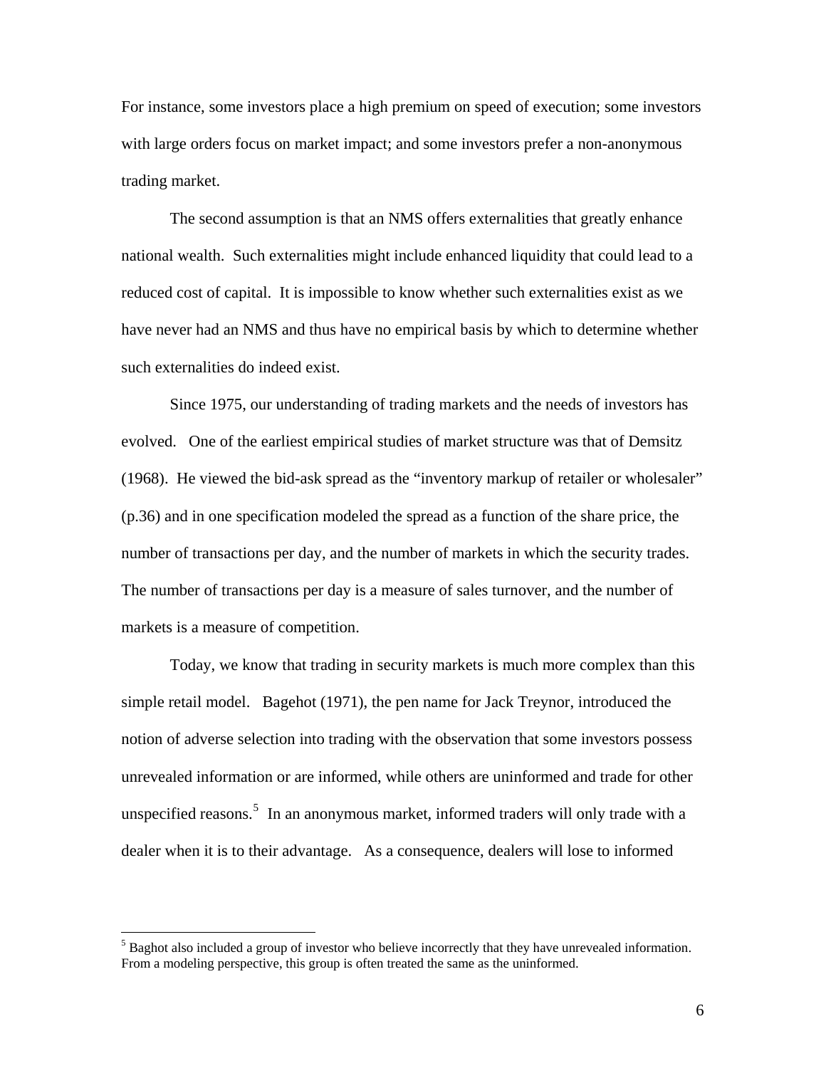For instance, some investors place a high premium on speed of execution; some investors with large orders focus on market impact; and some investors prefer a non-anonymous trading market.

The second assumption is that an NMS offers externalities that greatly enhance national wealth. Such externalities might include enhanced liquidity that could lead to a reduced cost of capital. It is impossible to know whether such externalities exist as we have never had an NMS and thus have no empirical basis by which to determine whether such externalities do indeed exist.

Since 1975, our understanding of trading markets and the needs of investors has evolved. One of the earliest empirical studies of market structure was that of Demsitz (1968). He viewed the bid-ask spread as the "inventory markup of retailer or wholesaler" (p.36) and in one specification modeled the spread as a function of the share price, the number of transactions per day, and the number of markets in which the security trades. The number of transactions per day is a measure of sales turnover, and the number of markets is a measure of competition.

Today, we know that trading in security markets is much more complex than this simple retail model. Bagehot (1971), the pen name for Jack Treynor, introduced the notion of adverse selection into trading with the observation that some investors possess unrevealed information or are informed, while others are uninformed and trade for other unspecified reasons.[5] In an anonymous market, informed traders will only trade with a dealer when it is to their advantage. As a consequence, dealers will lose to informed

[5] Baghot also included a group of investor who believe incorrectly that they have unrevealed information. From a modeling perspective, this group is often treated the same as the uninformed.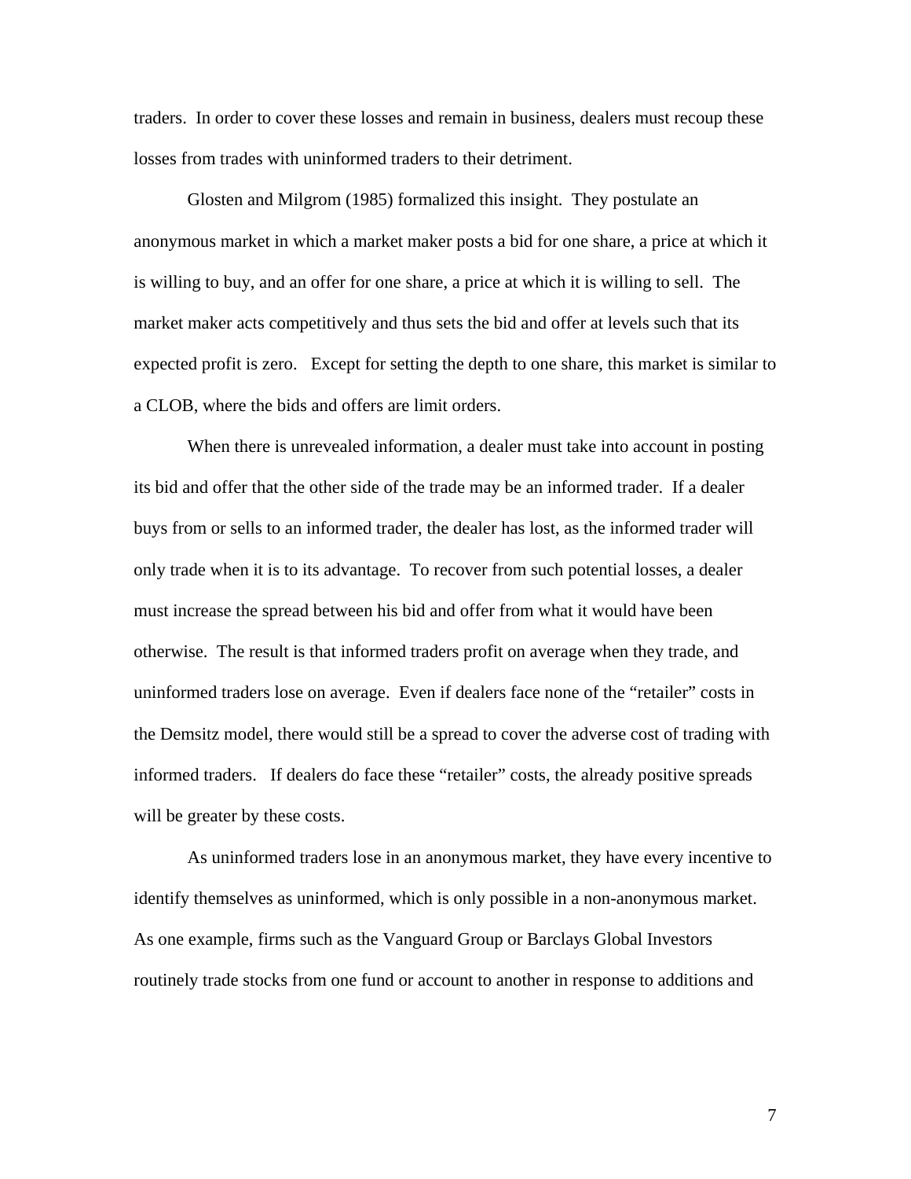traders. In order to cover these losses and remain in business, dealers must recoup these losses from trades with uninformed traders to their detriment.

Glosten and Milgrom (1985) formalized this insight. They postulate an anonymous market in which a market maker posts a bid for one share, a price at which it is willing to buy, and an offer for one share, a price at which it is willing to sell. The market maker acts competitively and thus sets the bid and offer at levels such that its expected profit is zero. Except for setting the depth to one share, this market is similar to a CLOB, where the bids and offers are limit orders.

When there is unrevealed information, a dealer must take into account in posting its bid and offer that the other side of the trade may be an informed trader. If a dealer buys from or sells to an informed trader, the dealer has lost, as the informed trader will only trade when it is to its advantage. To recover from such potential losses, a dealer must increase the spread between his bid and offer from what it would have been otherwise. The result is that informed traders profit on average when they trade, and uninformed traders lose on average. Even if dealers face none of the "retailer" costs in the Demsitz model, there would still be a spread to cover the adverse cost of trading with informed traders. If dealers do face these "retailer" costs, the already positive spreads will be greater by these costs.

As uninformed traders lose in an anonymous market, they have every incentive to identify themselves as uninformed, which is only possible in a non-anonymous market. As one example, firms such as the Vanguard Group or Barclays Global Investors routinely trade stocks from one fund or account to another in response to additions and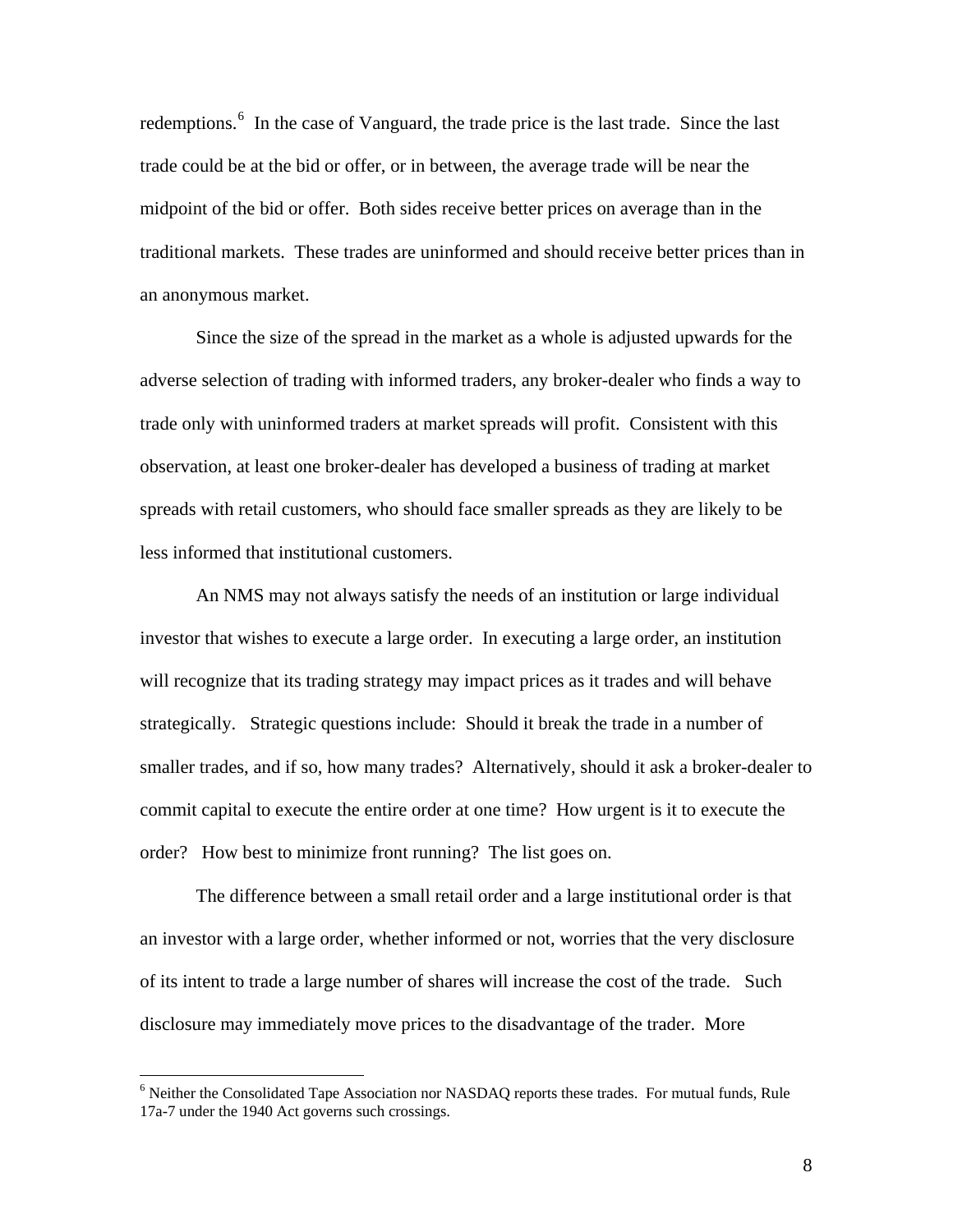redemptions.[6] In the case of Vanguard, the trade price is the last trade. Since the last trade could be at the bid or offer, or in between, the average trade will be near the midpoint of the bid or offer. Both sides receive better prices on average than in the traditional markets. These trades are uninformed and should receive better prices than in an anonymous market.

Since the size of the spread in the market as a whole is adjusted upwards for the adverse selection of trading with informed traders, any broker-dealer who finds a way to trade only with uninformed traders at market spreads will profit. Consistent with this observation, at least one broker-dealer has developed a business of trading at market spreads with retail customers, who should face smaller spreads as they are likely to be less informed that institutional customers.

An NMS may not always satisfy the needs of an institution or large individual investor that wishes to execute a large order. In executing a large order, an institution will recognize that its trading strategy may impact prices as it trades and will behave strategically. Strategic questions include: Should it break the trade in a number of smaller trades, and if so, how many trades? Alternatively, should it ask a broker-dealer to commit capital to execute the entire order at one time? How urgent is it to execute the order? How best to minimize front running? The list goes on.

The difference between a small retail order and a large institutional order is that an investor with a large order, whether informed or not, worries that the very disclosure of its intent to trade a large number of shares will increase the cost of the trade. Such disclosure may immediately move prices to the disadvantage of the trader. More

[6] Neither the Consolidated Tape Association nor NASDAQ reports these trades. For mutual funds, Rule 17a-7 under the 1940 Act governs such crossings.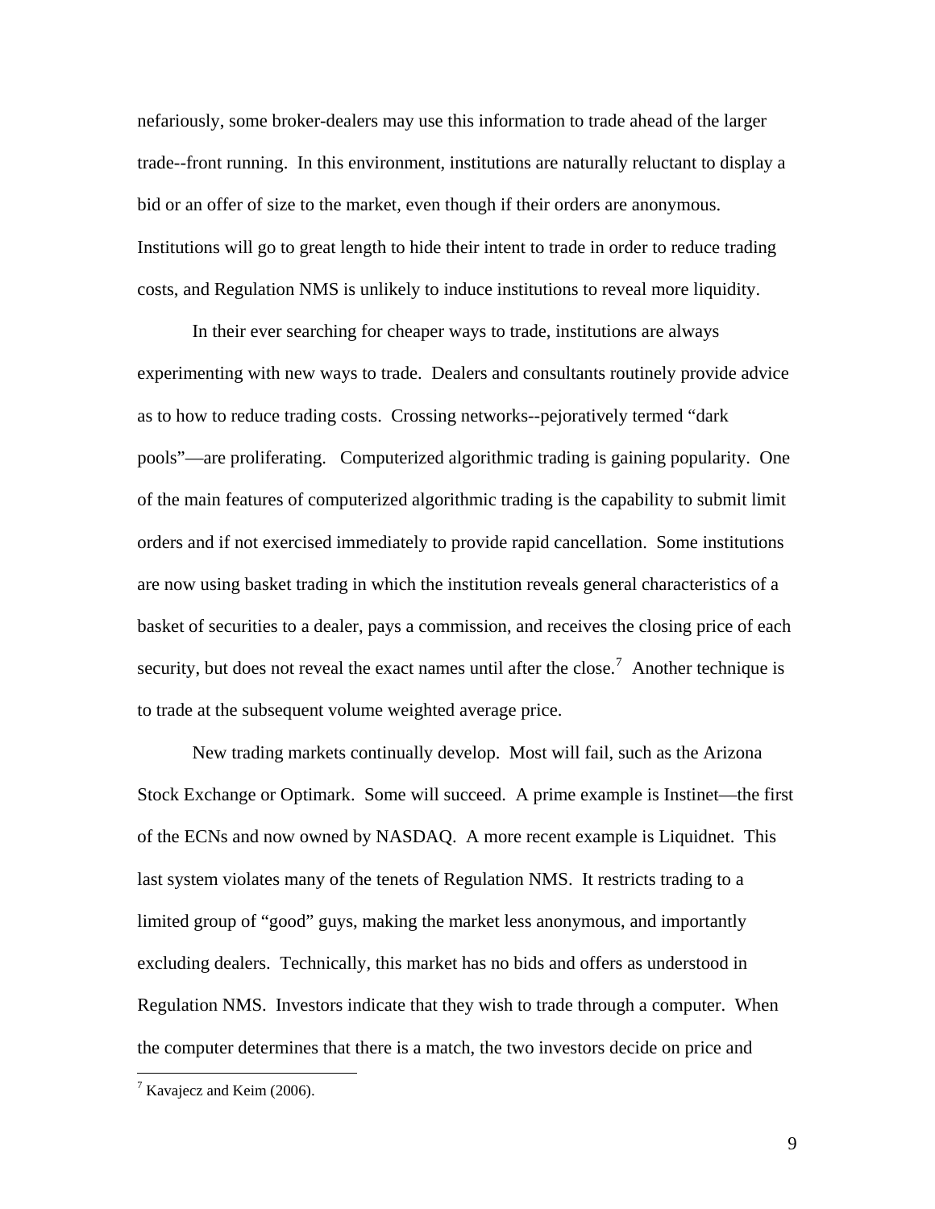nefariously, some broker-dealers may use this information to trade ahead of the larger trade--front running. In this environment, institutions are naturally reluctant to display a bid or an offer of size to the market, even though if their orders are anonymous. Institutions will go to great length to hide their intent to trade in order to reduce trading costs, and Regulation NMS is unlikely to induce institutions to reveal more liquidity.

In their ever searching for cheaper ways to trade, institutions are always experimenting with new ways to trade. Dealers and consultants routinely provide advice as to how to reduce trading costs. Crossing networks--pejoratively termed "dark pools"—are proliferating. Computerized algorithmic trading is gaining popularity. One of the main features of computerized algorithmic trading is the capability to submit limit orders and if not exercised immediately to provide rapid cancellation. Some institutions are now using basket trading in which the institution reveals general characteristics of a basket of securities to a dealer, pays a commission, and receives the closing price of each security, but does not reveal the exact names until after the close.[7] Another technique is to trade at the subsequent volume weighted average price.

New trading markets continually develop. Most will fail, such as the Arizona Stock Exchange or Optimark. Some will succeed. A prime example is Instinet—the first of the ECNs and now owned by NASDAQ. A more recent example is Liquidnet. This last system violates many of the tenets of Regulation NMS. It restricts trading to a limited group of "good" guys, making the market less anonymous, and importantly excluding dealers. Technically, this market has no bids and offers as understood in Regulation NMS. Investors indicate that they wish to trade through a computer. When the computer determines that there is a match, the two investors decide on price and

[7] Kavajecz and Keim (2006).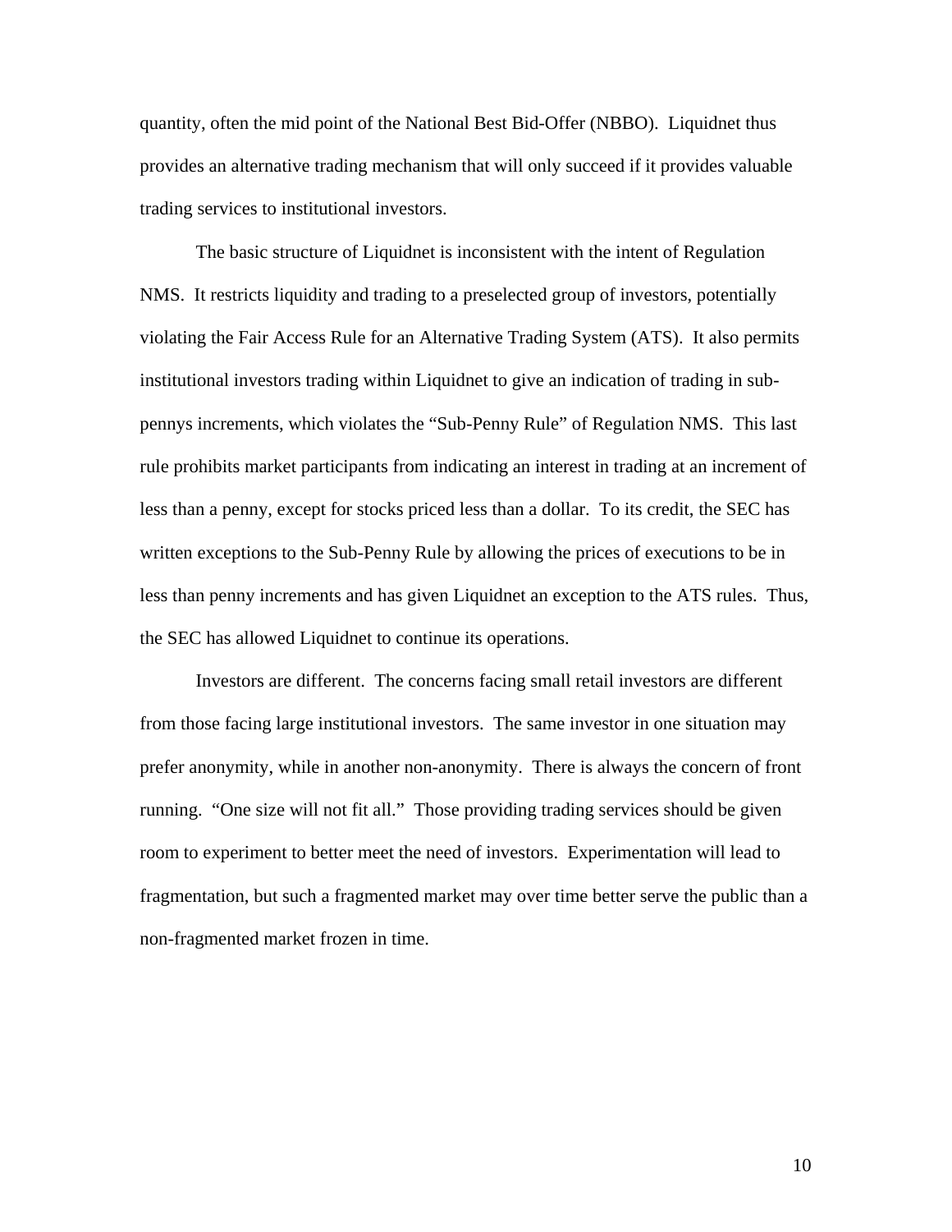quantity, often the mid point of the National Best Bid-Offer (NBBO). Liquidnet thus provides an alternative trading mechanism that will only succeed if it provides valuable trading services to institutional investors.

The basic structure of Liquidnet is inconsistent with the intent of Regulation NMS. It restricts liquidity and trading to a preselected group of investors, potentially violating the Fair Access Rule for an Alternative Trading System (ATS). It also permits institutional investors trading within Liquidnet to give an indication of trading in sub-pennys increments, which violates the "Sub-Penny Rule" of Regulation NMS. This last rule prohibits market participants from indicating an interest in trading at an increment of less than a penny, except for stocks priced less than a dollar. To its credit, the SEC has written exceptions to the Sub-Penny Rule by allowing the prices of executions to be in less than penny increments and has given Liquidnet an exception to the ATS rules. Thus, the SEC has allowed Liquidnet to continue its operations.

Investors are different. The concerns facing small retail investors are different from those facing large institutional investors. The same investor in one situation may prefer anonymity, while in another non-anonymity. There is always the concern of front running. "One size will not fit all." Those providing trading services should be given room to experiment to better meet the need of investors. Experimentation will lead to fragmentation, but such a fragmented market may over time better serve the public than a non-fragmented market frozen in time.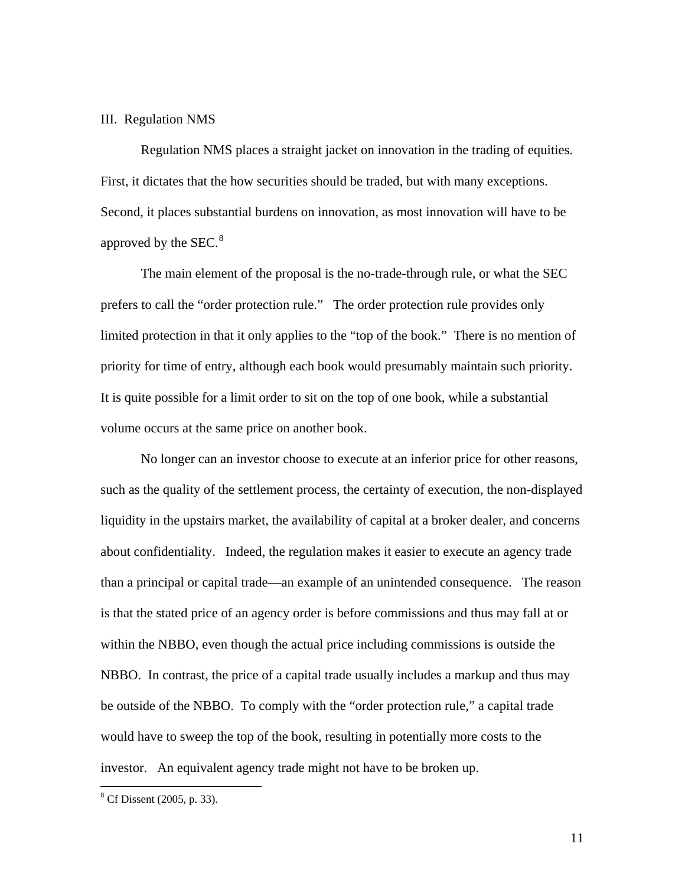## III. Regulation NMS

Regulation NMS places a straight jacket on innovation in the trading of equities. First, it dictates that the how securities should be traded, but with many exceptions. Second, it places substantial burdens on innovation, as most innovation will have to be approved by the SEC.[8]

The main element of the proposal is the no-trade-through rule, or what the SEC prefers to call the "order protection rule." The order protection rule provides only limited protection in that it only applies to the "top of the book." There is no mention of priority for time of entry, although each book would presumably maintain such priority. It is quite possible for a limit order to sit on the top of one book, while a substantial volume occurs at the same price on another book.

No longer can an investor choose to execute at an inferior price for other reasons, such as the quality of the settlement process, the certainty of execution, the non-displayed liquidity in the upstairs market, the availability of capital at a broker dealer, and concerns about confidentiality. Indeed, the regulation makes it easier to execute an agency trade than a principal or capital trade—an example of an unintended consequence. The reason is that the stated price of an agency order is before commissions and thus may fall at or within the NBBO, even though the actual price including commissions is outside the NBBO. In contrast, the price of a capital trade usually includes a markup and thus may be outside of the NBBO. To comply with the "order protection rule," a capital trade would have to sweep the top of the book, resulting in potentially more costs to the investor. An equivalent agency trade might not have to be broken up.

---

[8] Cf Dissent (2005, p. 33).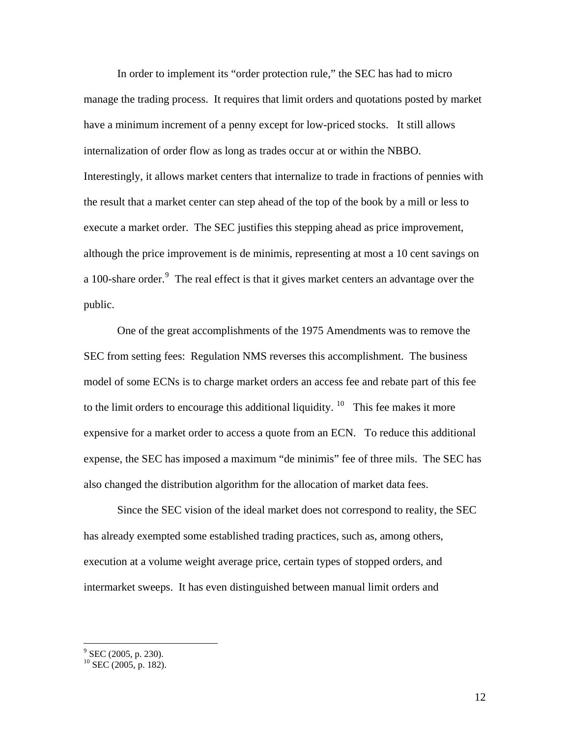In order to implement its "order protection rule," the SEC has had to micro manage the trading process. It requires that limit orders and quotations posted by market have a minimum increment of a penny except for low-priced stocks. It still allows internalization of order flow as long as trades occur at or within the NBBO. Interestingly, it allows market centers that internalize to trade in fractions of pennies with the result that a market center can step ahead of the top of the book by a mill or less to execute a market order. The SEC justifies this stepping ahead as price improvement, although the price improvement is de minimis, representing at most a 10 cent savings on a 100-share order.[9] The real effect is that it gives market centers an advantage over the public.

One of the great accomplishments of the 1975 Amendments was to remove the SEC from setting fees: Regulation NMS reverses this accomplishment. The business model of some ECNs is to charge market orders an access fee and rebate part of this fee to the limit orders to encourage this additional liquidity.[10] This fee makes it more expensive for a market order to access a quote from an ECN. To reduce this additional expense, the SEC has imposed a maximum "de minimis" fee of three mils. The SEC has also changed the distribution algorithm for the allocation of market data fees.

Since the SEC vision of the ideal market does not correspond to reality, the SEC has already exempted some established trading practices, such as, among others, execution at a volume weight average price, certain types of stopped orders, and intermarket sweeps. It has even distinguished between manual limit orders and

---

[9] SEC (2005, p. 230).

[10] SEC (2005, p. 182).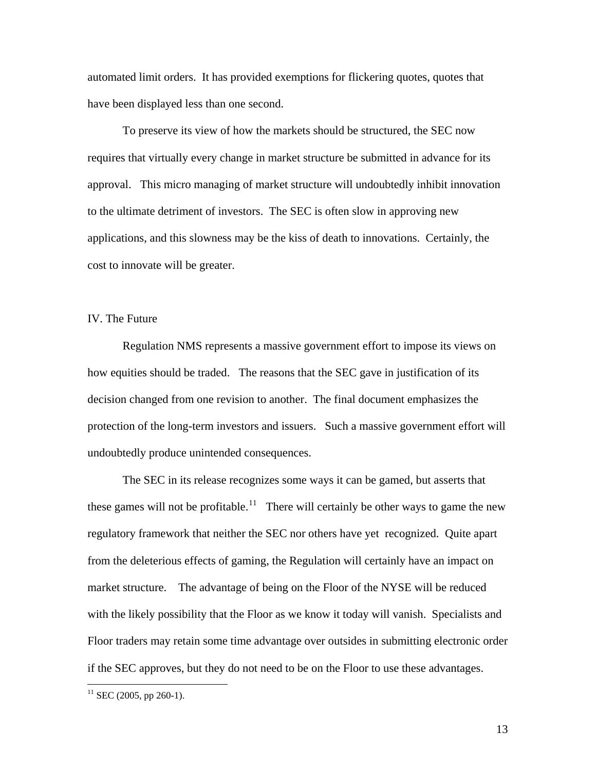automated limit orders. It has provided exemptions for flickering quotes, quotes that have been displayed less than one second.

To preserve its view of how the markets should be structured, the SEC now requires that virtually every change in market structure be submitted in advance for its approval. This micro managing of market structure will undoubtedly inhibit innovation to the ultimate detriment of investors. The SEC is often slow in approving new applications, and this slowness may be the kiss of death to innovations. Certainly, the cost to innovate will be greater.

## IV. The Future

Regulation NMS represents a massive government effort to impose its views on how equities should be traded. The reasons that the SEC gave in justification of its decision changed from one revision to another. The final document emphasizes the protection of the long-term investors and issuers. Such a massive government effort will undoubtedly produce unintended consequences.

The SEC in its release recognizes some ways it can be gamed, but asserts that these games will not be profitable.[11] There will certainly be other ways to game the new regulatory framework that neither the SEC nor others have yet recognized. Quite apart from the deleterious effects of gaming, the Regulation will certainly have an impact on market structure. The advantage of being on the Floor of the NYSE will be reduced with the likely possibility that the Floor as we know it today will vanish. Specialists and Floor traders may retain some time advantage over outsides in submitting electronic order if the SEC approves, but they do not need to be on the Floor to use these advantages.

[11] SEC (2005, pp 260-1).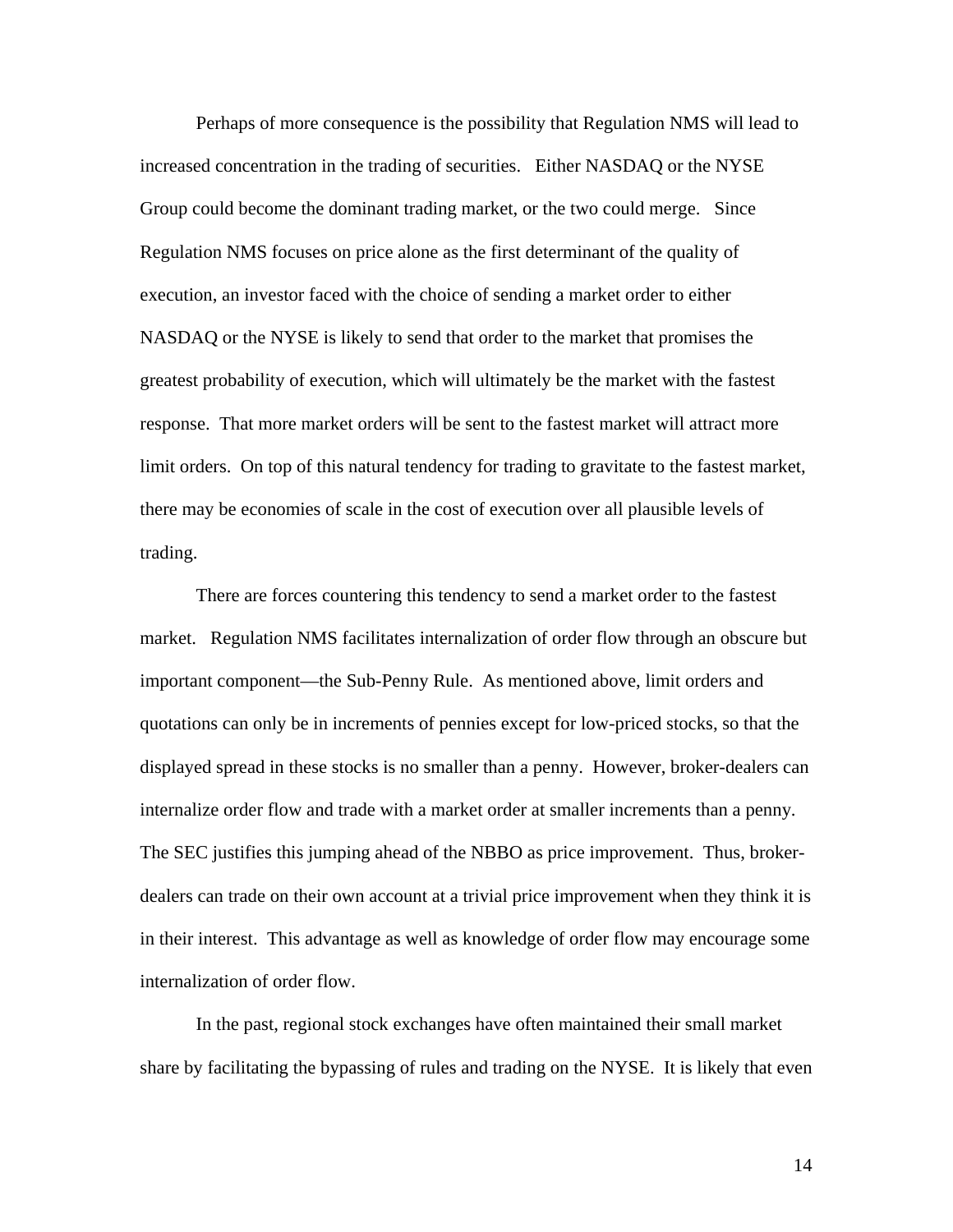Perhaps of more consequence is the possibility that Regulation NMS will lead to increased concentration in the trading of securities. Either NASDAQ or the NYSE Group could become the dominant trading market, or the two could merge. Since Regulation NMS focuses on price alone as the first determinant of the quality of execution, an investor faced with the choice of sending a market order to either NASDAQ or the NYSE is likely to send that order to the market that promises the greatest probability of execution, which will ultimately be the market with the fastest response. That more market orders will be sent to the fastest market will attract more limit orders. On top of this natural tendency for trading to gravitate to the fastest market, there may be economies of scale in the cost of execution over all plausible levels of trading.

There are forces countering this tendency to send a market order to the fastest market. Regulation NMS facilitates internalization of order flow through an obscure but important component—the Sub-Penny Rule. As mentioned above, limit orders and quotations can only be in increments of pennies except for low-priced stocks, so that the displayed spread in these stocks is no smaller than a penny. However, broker-dealers can internalize order flow and trade with a market order at smaller increments than a penny. The SEC justifies this jumping ahead of the NBBO as price improvement. Thus, broker-dealers can trade on their own account at a trivial price improvement when they think it is in their interest. This advantage as well as knowledge of order flow may encourage some internalization of order flow.

In the past, regional stock exchanges have often maintained their small market share by facilitating the bypassing of rules and trading on the NYSE. It is likely that even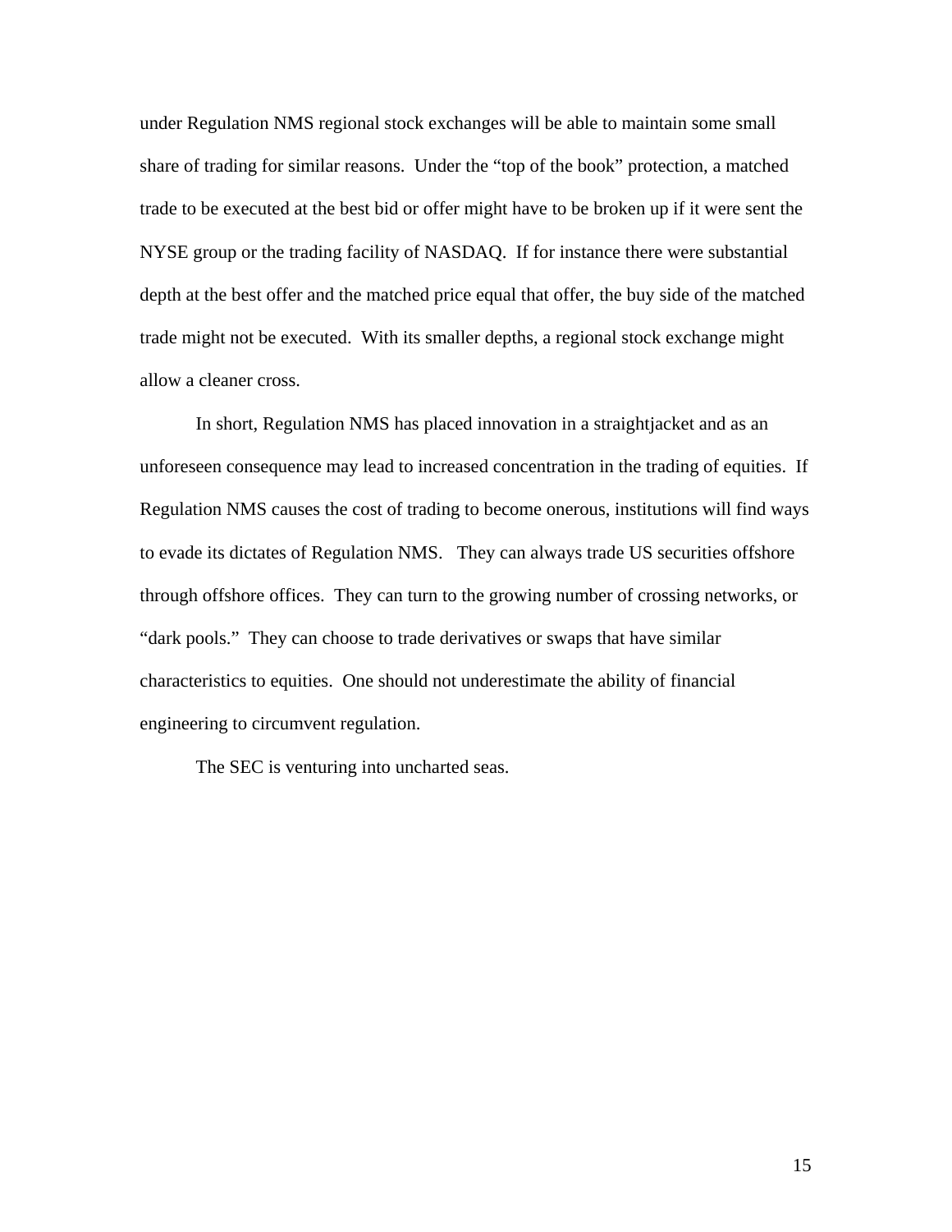under Regulation NMS regional stock exchanges will be able to maintain some small share of trading for similar reasons. Under the "top of the book" protection, a matched trade to be executed at the best bid or offer might have to be broken up if it were sent the NYSE group or the trading facility of NASDAQ. If for instance there were substantial depth at the best offer and the matched price equal that offer, the buy side of the matched trade might not be executed. With its smaller depths, a regional stock exchange might allow a cleaner cross.

In short, Regulation NMS has placed innovation in a straightjacket and as an unforeseen consequence may lead to increased concentration in the trading of equities. If Regulation NMS causes the cost of trading to become onerous, institutions will find ways to evade its dictates of Regulation NMS. They can always trade US securities offshore through offshore offices. They can turn to the growing number of crossing networks, or "dark pools." They can choose to trade derivatives or swaps that have similar characteristics to equities. One should not underestimate the ability of financial engineering to circumvent regulation.

The SEC is venturing into uncharted seas.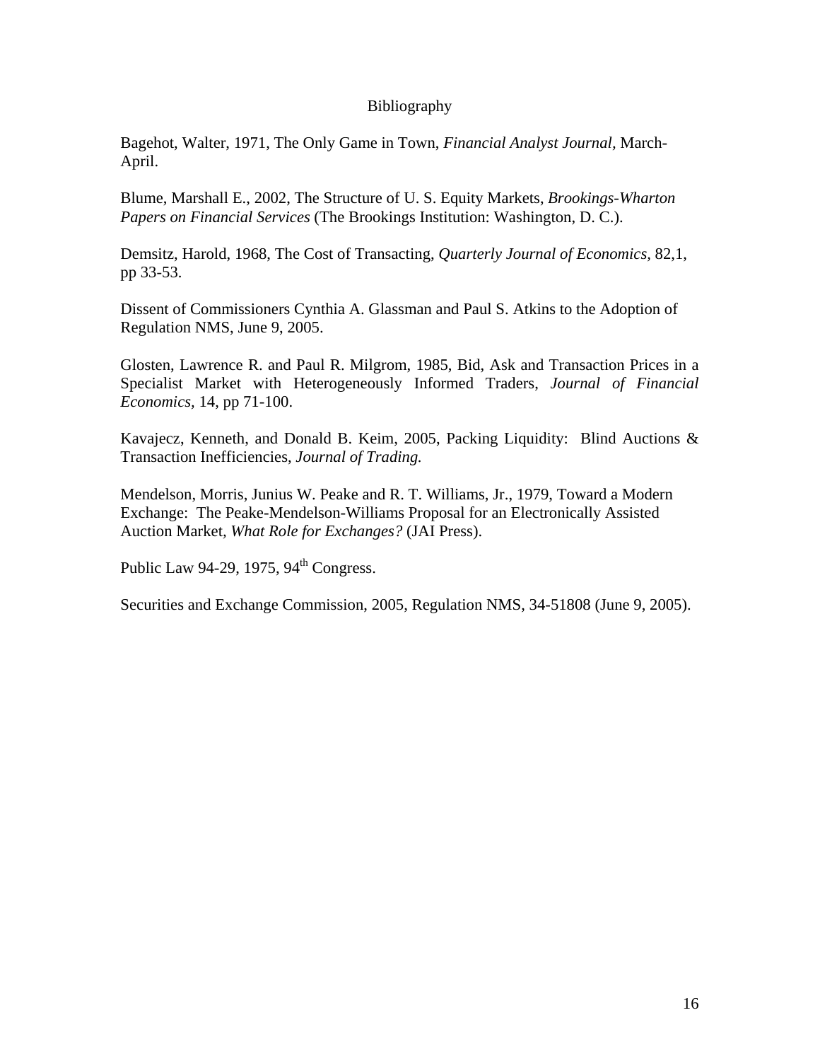## Bibliography

Bagehot, Walter, 1971, The Only Game in Town, *Financial Analyst Journal*, March-April.

Blume, Marshall E., 2002, The Structure of U. S. Equity Markets, *Brookings-Wharton Papers on Financial Services* (The Brookings Institution: Washington, D. C.).

Demsitz, Harold, 1968, The Cost of Transacting, *Quarterly Journal of Economics*, 82,1, pp 33-53.

Dissent of Commissioners Cynthia A. Glassman and Paul S. Atkins to the Adoption of Regulation NMS, June 9, 2005.

Glosten, Lawrence R. and Paul R. Milgrom, 1985, Bid, Ask and Transaction Prices in a Specialist Market with Heterogeneously Informed Traders, *Journal of Financial Economics*, 14, pp 71-100.

Kavajecz, Kenneth, and Donald B. Keim, 2005, Packing Liquidity: Blind Auctions & Transaction Inefficiencies, *Journal of Trading.*

Mendelson, Morris, Junius W. Peake and R. T. Williams, Jr., 1979, Toward a Modern Exchange: The Peake-Mendelson-Williams Proposal for an Electronically Assisted Auction Market, *What Role for Exchanges?* (JAI Press).

Public Law 94-29, 1975, 94th Congress.

Securities and Exchange Commission, 2005, Regulation NMS, 34-51808 (June 9, 2005).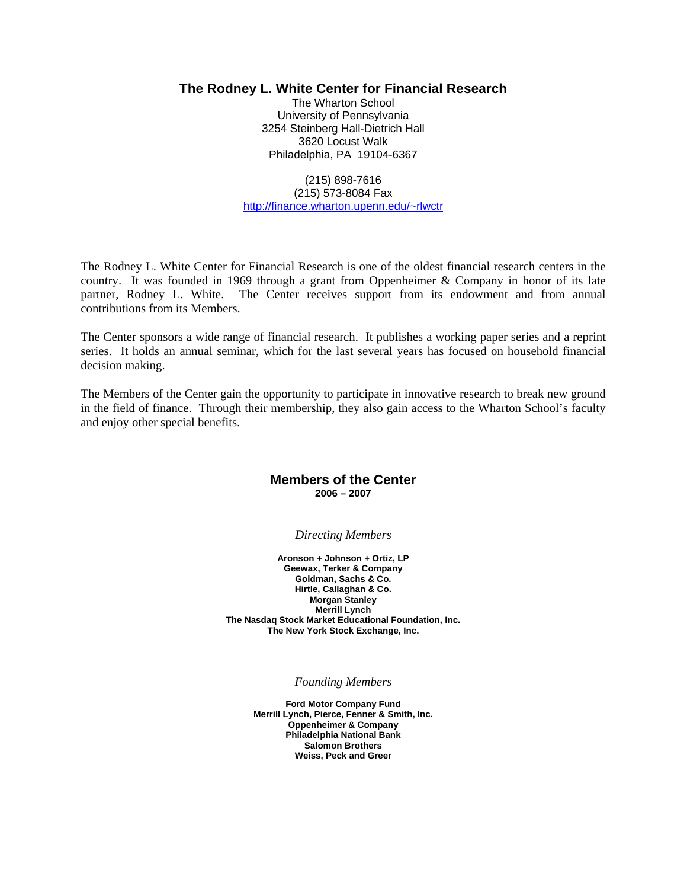# The Rodney L. White Center for Financial Research

The Wharton School
University of Pennsylvania
3254 Steinberg Hall-Dietrich Hall
3620 Locust Walk
Philadelphia, PA 19104-6367

(215) 898-7616
(215) 573-8084 Fax
http://finance.wharton.upenn.edu/~rlwctr

The Rodney L. White Center for Financial Research is one of the oldest financial research centers in the country. It was founded in 1969 through a grant from Oppenheimer & Company in honor of its late partner, Rodney L. White. The Center receives support from its endowment and from annual contributions from its Members.

The Center sponsors a wide range of financial research. It publishes a working paper series and a reprint series. It holds an annual seminar, which for the last several years has focused on household financial decision making.

The Members of the Center gain the opportunity to participate in innovative research to break new ground in the field of finance. Through their membership, they also gain access to the Wharton School's faculty and enjoy other special benefits.

## Members of the Center
**2006 – 2007**

*Directing Members*

**Aronson + Johnson + Ortiz, LP**
**Geewax, Terker & Company**
**Goldman, Sachs & Co.**
**Hirtle, Callaghan & Co.**
**Morgan Stanley**
**Merrill Lynch**
**The Nasdaq Stock Market Educational Foundation, Inc.**
**The New York Stock Exchange, Inc.**

*Founding Members*

**Ford Motor Company Fund**
**Merrill Lynch, Pierce, Fenner & Smith, Inc.**
**Oppenheimer & Company**
**Philadelphia National Bank**
**Salomon Brothers**
**Weiss, Peck and Greer**